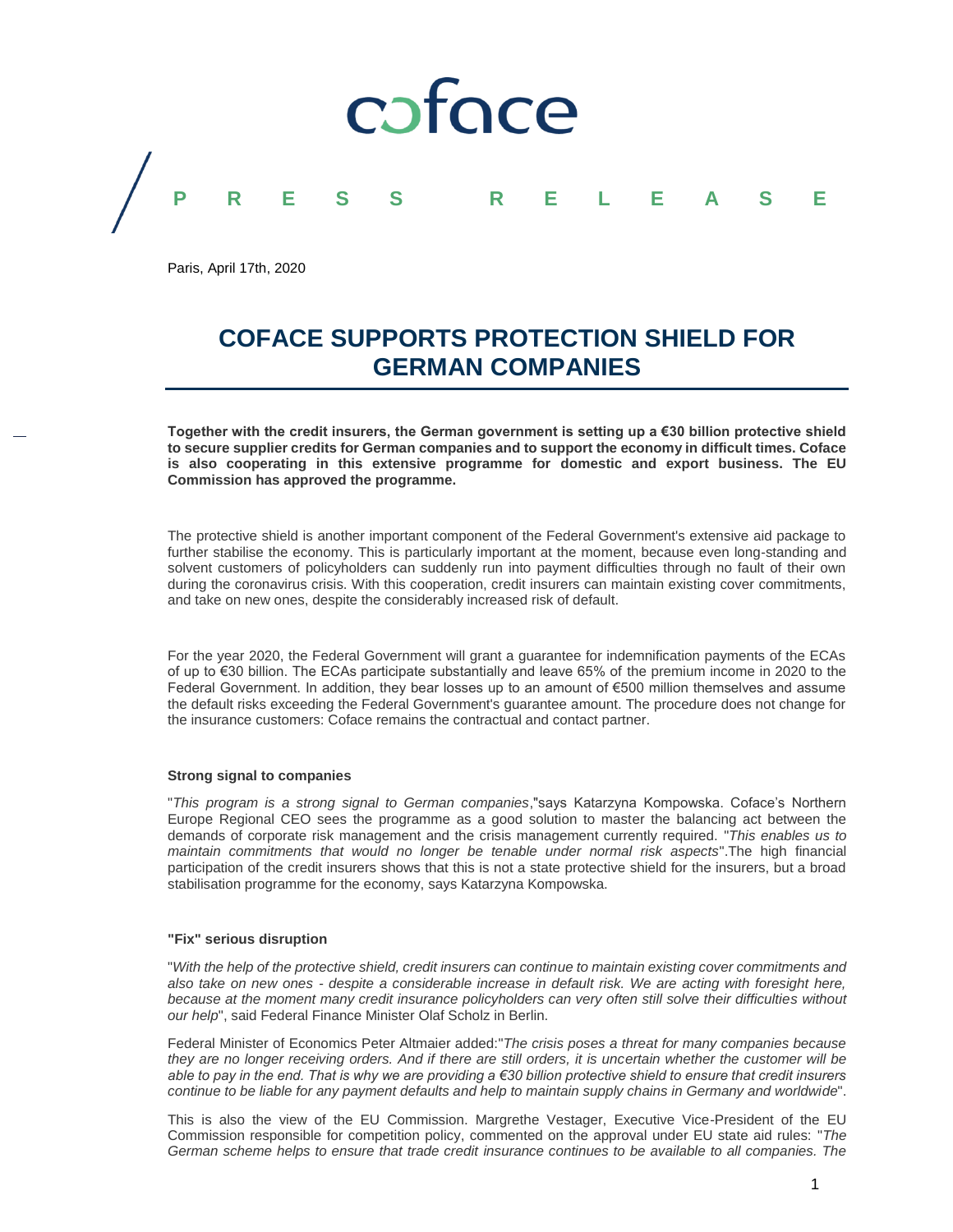coface

PRESS RELEASE

Paris, April 17th, 2020

# COFACE SUPPORTS PROTECTION SHIELD FOR GERMAN COMPANIES

**Together with the credit insurers, the German government is setting up a €30 billion protective shield to secure supplier credits for German companies and to support the economy in difficult times. Coface is also cooperating in this extensive programme for domestic and export business. The EU Commission has approved the programme.**

The protective shield is another important component of the Federal Government's extensive aid package to further stabilise the economy. This is particularly important at the moment, because even long-standing and solvent customers of policyholders can suddenly run into payment difficulties through no fault of their own during the coronavirus crisis. With this cooperation, credit insurers can maintain existing cover commitments, and take on new ones, despite the considerably increased risk of default.

For the year 2020, the Federal Government will grant a guarantee for indemnification payments of the ECAs of up to €30 billion. The ECAs participate substantially and leave 65% of the premium income in 2020 to the Federal Government. In addition, they bear losses up to an amount of €500 million themselves and assume the default risks exceeding the Federal Government's guarantee amount. The procedure does not change for the insurance customers: Coface remains the contractual and contact partner.

#### Strong signal to companies

"*This program is a strong signal to German companies*,"says Katarzyna Kompowska. Coface's Northern Europe Regional CEO sees the programme as a good solution to master the balancing act between the demands of corporate risk management and the crisis management currently required. "*This enables us to maintain commitments that would no longer be tenable under normal risk aspects*".The high financial participation of the credit insurers shows that this is not a state protective shield for the insurers, but a broad stabilisation programme for the economy, says Katarzyna Kompowska.

#### "Fix" serious disruption

"*With the help of the protective shield, credit insurers can continue to maintain existing cover commitments and also take on new ones - despite a considerable increase in default risk. We are acting with foresight here, because at the moment many credit insurance policyholders can very often still solve their difficulties without our help*", said Federal Finance Minister Olaf Scholz in Berlin.

Federal Minister of Economics Peter Altmaier added:"*The crisis poses a threat for many companies because they are no longer receiving orders. And if there are still orders, it is uncertain whether the customer will be able to pay in the end. That is why we are providing a €30 billion protective shield to ensure that credit insurers continue to be liable for any payment defaults and help to maintain supply chains in Germany and worldwide*".

This is also the view of the EU Commission. Margrethe Vestager, Executive Vice-President of the EU Commission responsible for competition policy, commented on the approval under EU state aid rules: "*The German scheme helps to ensure that trade credit insurance continues to be available to all companies. The*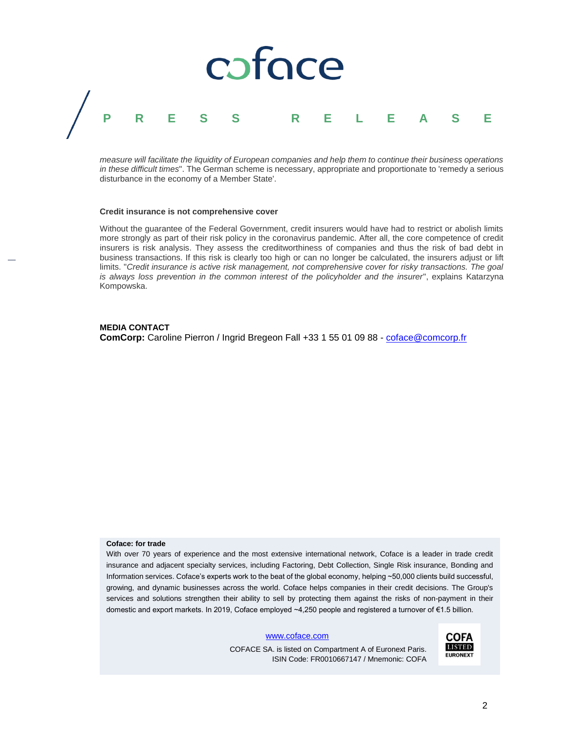*measure will facilitate the liquidity of European companies and help them to continue their business operations in these difficult times*". The German scheme is necessary, appropriate and proportionate to 'remedy a serious disturbance in the economy of a Member State'.

**Credit insurance is not comprehensive cover**

Without the guarantee of the Federal Government, credit insurers would have had to restrict or abolish limits more strongly as part of their risk policy in the coronavirus pandemic. After all, the core competence of credit insurers is risk analysis. They assess the creditworthiness of companies and thus the risk of bad debt in business transactions. If this risk is clearly too high or can no longer be calculated, the insurers adjust or lift limits. "*Credit insurance is active risk management, not comprehensive cover for risky transactions. The goal is always loss prevention in the common interest of the policyholder and the insurer*", explains Katarzyna Kompowska.

**MEDIA CONTACT**
**ComCorp:** Caroline Pierron / Ingrid Bregeon Fall +33 1 55 01 09 88 - coface@comcorp.fr

**Coface: for trade**
With over 70 years of experience and the most extensive international network, Coface is a leader in trade credit insurance and adjacent specialty services, including Factoring, Debt Collection, Single Risk insurance, Bonding and Information services. Coface's experts work to the beat of the global economy, helping ~50,000 clients build successful, growing, and dynamic businesses across the world. Coface helps companies in their credit decisions. The Group's services and solutions strengthen their ability to sell by protecting them against the risks of non-payment in their domestic and export markets. In 2019, Coface employed ~4,250 people and registered a turnover of €1.5 billion.

www.coface.com
COFACE SA. is listed on Compartment A of Euronext Paris.
ISIN Code: FR0010667147 / Mnemonic: COFA

COFA
LISTED
EURONEXT